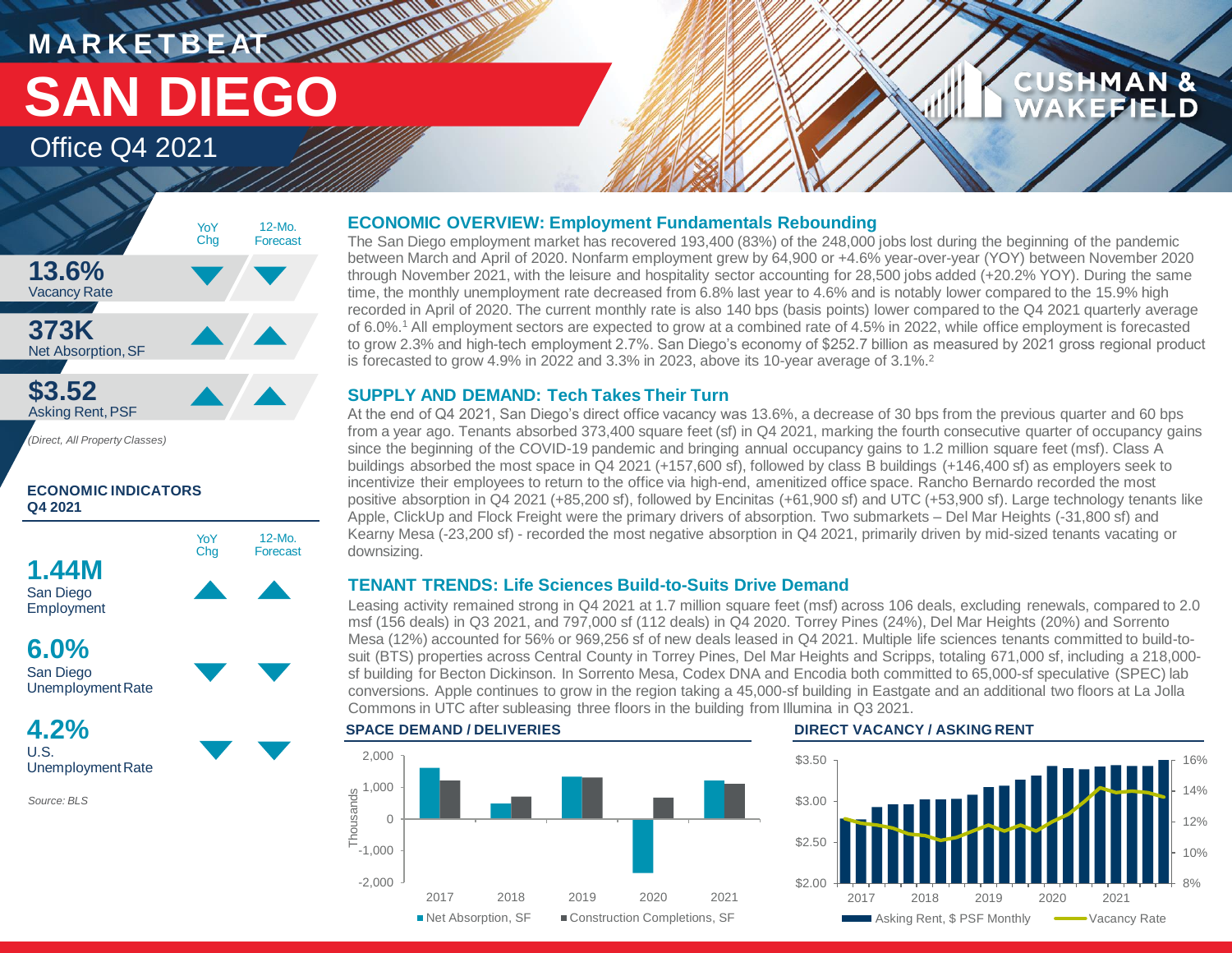MARKETBEAT

# SAN DIEGO

## Office Q4 2021

| | YoY Chg | 12-Mo. Forecast |
|---|---|---|
| **13.6%** Vacancy Rate | ▼ | ▼ |
| **373K** Net Absorption, SF | ▲ | ▲ |
| **$3.52** Asking Rent, PSF | ▲ | ▲ |

*(Direct, All Property Classes)*

**ECONOMIC INDICATORS Q4 2021**

| | YoY Chg | 12-Mo. Forecast |
|---|---|---|
| **1.44M** San Diego Employment | ▲ | ▲ |
| **6.0%** San Diego Unemployment Rate | ▼ | ▼ |
| **4.2%** U.S. Unemployment Rate | ▼ | ▼ |

*Source: BLS*

### ECONOMIC OVERVIEW: Employment Fundamentals Rebounding

The San Diego employment market has recovered 193,400 (83%) of the 248,000 jobs lost during the beginning of the pandemic between March and April of 2020. Nonfarm employment grew by 64,900 or +4.6% year-over-year (YOY) between November 2020 through November 2021, with the leisure and hospitality sector accounting for 28,500 jobs added (+20.2% YOY). During the same time, the monthly unemployment rate decreased from 6.8% last year to 4.6% and is notably lower compared to the 15.9% high recorded in April of 2020. The current monthly rate is also 140 bps (basis points) lower compared to the Q4 2021 quarterly average of 6.0%.[1] All employment sectors are expected to grow at a combined rate of 4.5% in 2022, while office employment is forecasted to grow 2.3% and high-tech employment 2.7%. San Diego's economy of $252.7 billion as measured by 2021 gross regional product is forecasted to grow 4.9% in 2022 and 3.3% in 2023, above its 10-year average of 3.1%.[2]

### SUPPLY AND DEMAND: Tech Takes Their Turn

At the end of Q4 2021, San Diego's direct office vacancy was 13.6%, a decrease of 30 bps from the previous quarter and 60 bps from a year ago. Tenants absorbed 373,400 square feet (sf) in Q4 2021, marking the fourth consecutive quarter of occupancy gains since the beginning of the COVID-19 pandemic and bringing annual occupancy gains to 1.2 million square feet (msf). Class A buildings absorbed the most space in Q4 2021 (+157,600 sf), followed by class B buildings (+146,400 sf) as employers seek to incentivize their employees to return to the office via high-end, amenitized office space. Rancho Bernardo recorded the most positive absorption in Q4 2021 (+85,200 sf), followed by Encinitas (+61,900 sf) and UTC (+53,900 sf). Large technology tenants like Apple, ClickUp and Flock Freight were the primary drivers of absorption. Two submarkets – Del Mar Heights (-31,800 sf) and Kearny Mesa (-23,200 sf) - recorded the most negative absorption in Q4 2021, primarily driven by mid-sized tenants vacating or downsizing.

### TENANT TRENDS: Life Sciences Build-to-Suits Drive Demand

Leasing activity remained strong in Q4 2021 at 1.7 million square feet (msf) across 106 deals, excluding renewals, compared to 2.0 msf (156 deals) in Q3 2021, and 797,000 sf (112 deals) in Q4 2020. Torrey Pines (24%), Del Mar Heights (20%) and Sorrento Mesa (12%) accounted for 56% or 969,256 sf of new deals leased in Q4 2021. Multiple life sciences tenants committed to build-to-suit (BTS) properties across Central County in Torrey Pines, Del Mar Heights and Scripps, totaling 671,000 sf, including a 218,000-sf building for Becton Dickinson. In Sorrento Mesa, Codex DNA and Encodia both committed to 65,000-sf speculative (SPEC) lab conversions. Apple continues to grow in the region taking a 45,000-sf building in Eastgate and an additional two floors at La Jolla Commons in UTC after subleasing three floors in the building from Illumina in Q3 2021.

**SPACE DEMAND / DELIVERIES**

**DIRECT VACANCY / ASKING RENT**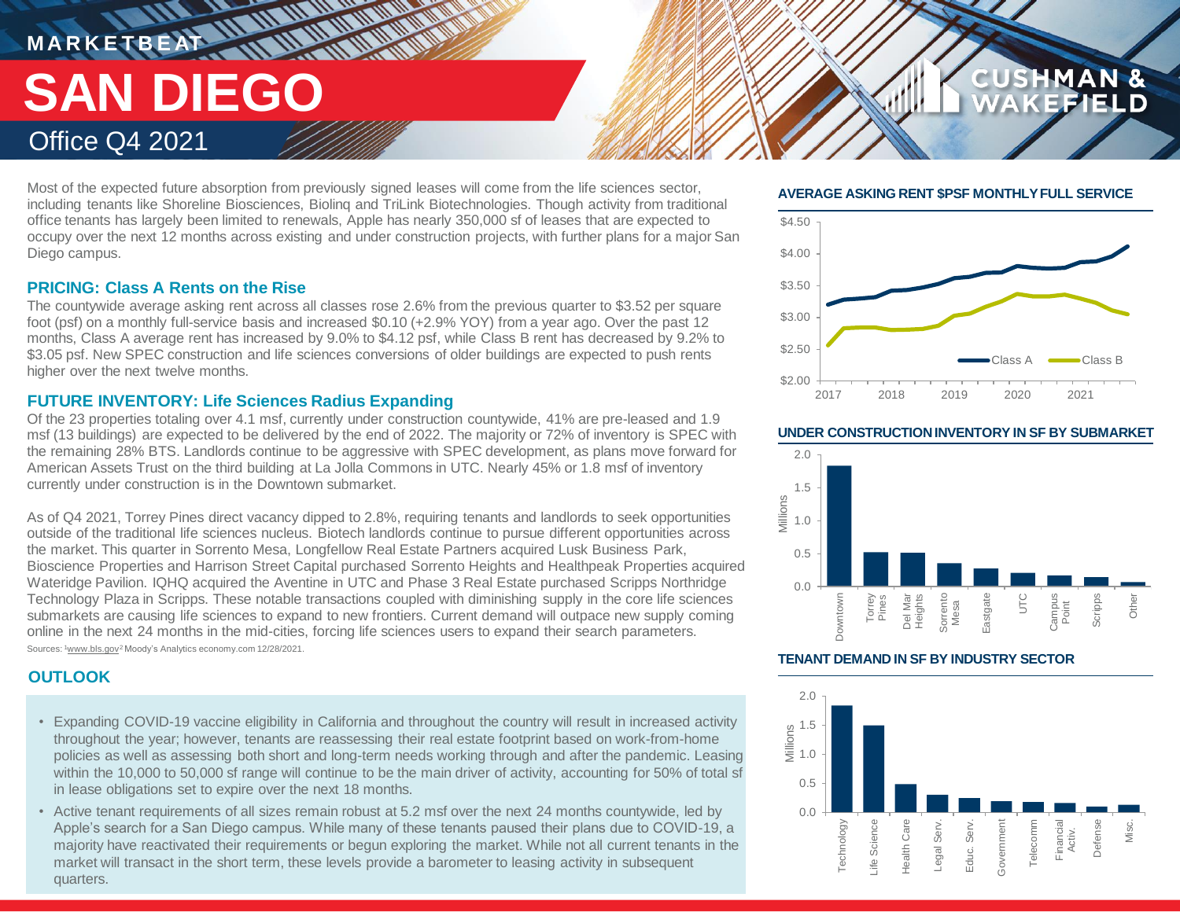# MARKETBEAT

# SAN DIEGO

## Office Q4 2021

Most of the expected future absorption from previously signed leases will come from the life sciences sector, including tenants like Shoreline Biosciences, Biolinq and TriLink Biotechnologies. Though activity from traditional office tenants has largely been limited to renewals, Apple has nearly 350,000 sf of leases that are expected to occupy over the next 12 months across existing and under construction projects, with further plans for a major San Diego campus.

### PRICING: Class A Rents on the Rise

The countywide average asking rent across all classes rose 2.6% from the previous quarter to $3.52 per square foot (psf) on a monthly full-service basis and increased $0.10 (+2.9% YOY) from a year ago. Over the past 12 months, Class A average rent has increased by 9.0% to $4.12 psf, while Class B rent has decreased by 9.2% to $3.05 psf. New SPEC construction and life sciences conversions of older buildings are expected to push rents higher over the next twelve months.

### FUTURE INVENTORY: Life Sciences Radius Expanding

Of the 23 properties totaling over 4.1 msf, currently under construction countywide, 41% are pre-leased and 1.9 msf (13 buildings) are expected to be delivered by the end of 2022. The majority or 72% of inventory is SPEC with the remaining 28% BTS. Landlords continue to be aggressive with SPEC development, as plans move forward for American Assets Trust on the third building at La Jolla Commons in UTC. Nearly 45% or 1.8 msf of inventory currently under construction is in the Downtown submarket.

As of Q4 2021, Torrey Pines direct vacancy dipped to 2.8%, requiring tenants and landlords to seek opportunities outside of the traditional life sciences nucleus. Biotech landlords continue to pursue different opportunities across the market. This quarter in Sorrento Mesa, Longfellow Real Estate Partners acquired Lusk Business Park, Bioscience Properties and Harrison Street Capital purchased Sorrento Heights and Healthpeak Properties acquired Wateridge Pavilion. IQHQ acquired the Aventine in UTC and Phase 3 Real Estate purchased Scripps Northridge Technology Plaza in Scripps. These notable transactions coupled with diminishing supply in the core life sciences submarkets are causing life sciences to expand to new frontiers. Current demand will outpace new supply coming online in the next 24 months in the mid-cities, forcing life sciences users to expand their search parameters.

Sources: [1]www.bls.gov [2]Moody's Analytics economy.com 12/28/2021.

### OUTLOOK

- Expanding COVID-19 vaccine eligibility in California and throughout the country will result in increased activity throughout the year; however, tenants are reassessing their real estate footprint based on work-from-home policies as well as assessing both short and long-term needs working through and after the pandemic. Leasing within the 10,000 to 50,000 sf range will continue to be the main driver of activity, accounting for 50% of total sf in lease obligations set to expire over the next 18 months.
- Active tenant requirements of all sizes remain robust at 5.2 msf over the next 24 months countywide, led by Apple's search for a San Diego campus. While many of these tenants paused their plans due to COVID-19, a majority have reactivated their requirements or begun exploring the market. While not all current tenants in the market will transact in the short term, these levels provide a barometer to leasing activity in subsequent quarters.

**AVERAGE ASKING RENT $PSF MONTHLY FULL SERVICE**

**UNDER CONSTRUCTION INVENTORY IN SF BY SUBMARKET**

**TENANT DEMAND IN SF BY INDUSTRY SECTOR**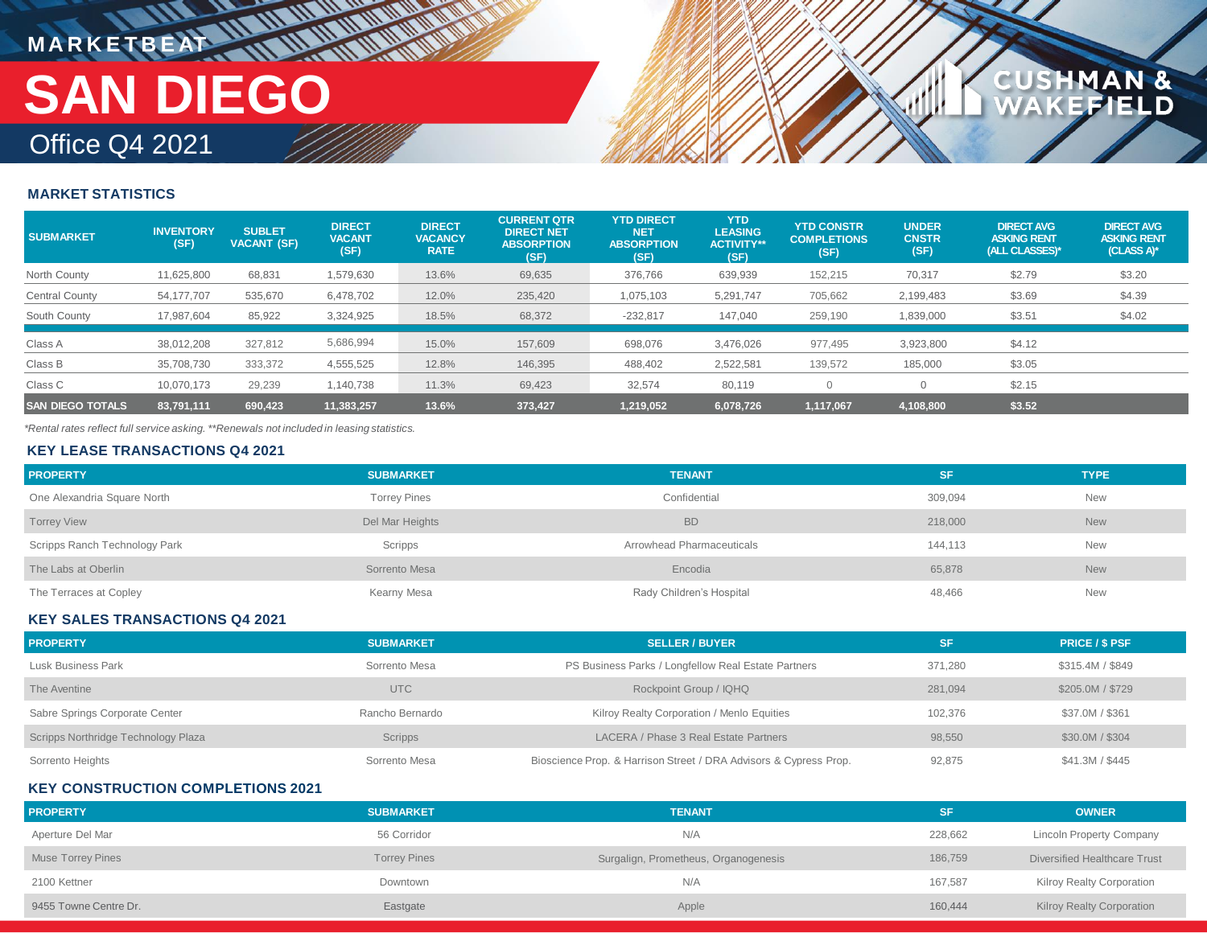MARKETBEAT

# SAN DIEGO

## Office Q4 2021

CUSHMAN & WAKEFIELD

### MARKET STATISTICS

| SUBMARKET | INVENTORY (SF) | SUBLET VACANT (SF) | DIRECT VACANT (SF) | DIRECT VACANCY RATE | CURRENT QTR DIRECT NET ABSORPTION (SF) | YTD DIRECT NET ABSORPTION (SF) | YTD LEASING ACTIVITY** (SF) | YTD CONSTR COMPLETIONS (SF) | UNDER CNSTR (SF) | DIRECT AVG ASKING RENT (ALL CLASSES)* | DIRECT AVG ASKING RENT (CLASS A)* |
|---|---|---|---|---|---|---|---|---|---|---|---|
| North County | 11,625,800 | 68,831 | 1,579,630 | 13.6% | 69,635 | 376,766 | 639,939 | 152,215 | 70,317 | $2.79 | $3.20 |
| Central County | 54,177,707 | 535,670 | 6,478,702 | 12.0% | 235,420 | 1,075,103 | 5,291,747 | 705,662 | 2,199,483 | $3.69 | $4.39 |
| South County | 17,987,604 | 85,922 | 3,324,925 | 18.5% | 68,372 | -232,817 | 147,040 | 259,190 | 1,839,000 | $3.51 | $4.02 |
| Class A | 38,012,208 | 327,812 | 5,686,994 | 15.0% | 157,609 | 698,076 | 3,476,026 | 977,495 | 3,923,800 | $4.12 | |
| Class B | 35,708,730 | 333,372 | 4,555,525 | 12.8% | 146,395 | 488,402 | 2,522,581 | 139,572 | 185,000 | $3.05 | |
| Class C | 10,070,173 | 29,239 | 1,140,738 | 11.3% | 69,423 | 32,574 | 80,119 | 0 | 0 | $2.15 | |
| **SAN DIEGO TOTALS** | **83,791,111** | **690,423** | **11,383,257** | **13.6%** | **373,427** | **1,219,052** | **6,078,726** | **1,117,067** | **4,108,800** | **$3.52** | |

*Rental rates reflect full service asking. **Renewals not included in leasing statistics.*

### KEY LEASE TRANSACTIONS Q4 2021

| PROPERTY | SUBMARKET | TENANT | SF | TYPE |
|---|---|---|---|---|
| One Alexandria Square North | Torrey Pines | Confidential | 309,094 | New |
| Torrey View | Del Mar Heights | BD | 218,000 | New |
| Scripps Ranch Technology Park | Scripps | Arrowhead Pharmaceuticals | 144,113 | New |
| The Labs at Oberlin | Sorrento Mesa | Encodia | 65,878 | New |
| The Terraces at Copley | Kearny Mesa | Rady Children's Hospital | 48,466 | New |

### KEY SALES TRANSACTIONS Q4 2021

| PROPERTY | SUBMARKET | SELLER / BUYER | SF | PRICE / $ PSF |
|---|---|---|---|---|
| Lusk Business Park | Sorrento Mesa | PS Business Parks / Longfellow Real Estate Partners | 371,280 | $315.4M / $849 |
| The Aventine | UTC | Rockpoint Group / IQHQ | 281,094 | $205.0M / $729 |
| Sabre Springs Corporate Center | Rancho Bernardo | Kilroy Realty Corporation / Menlo Equities | 102,376 | $37.0M / $361 |
| Scripps Northridge Technology Plaza | Scripps | LACERA / Phase 3 Real Estate Partners | 98,550 | $30.0M / $304 |
| Sorrento Heights | Sorrento Mesa | Bioscience Prop. & Harrison Street / DRA Advisors & Cypress Prop. | 92,875 | $41.3M / $445 |

### KEY CONSTRUCTION COMPLETIONS 2021

| PROPERTY | SUBMARKET | TENANT | SF | OWNER |
|---|---|---|---|---|
| Aperture Del Mar | 56 Corridor | N/A | 228,662 | Lincoln Property Company |
| Muse Torrey Pines | Torrey Pines | Surgalign, Prometheus, Organogenesis | 186,759 | Diversified Healthcare Trust |
| 2100 Kettner | Downtown | N/A | 167,587 | Kilroy Realty Corporation |
| 9455 Towne Centre Dr. | Eastgate | Apple | 160,444 | Kilroy Realty Corporation |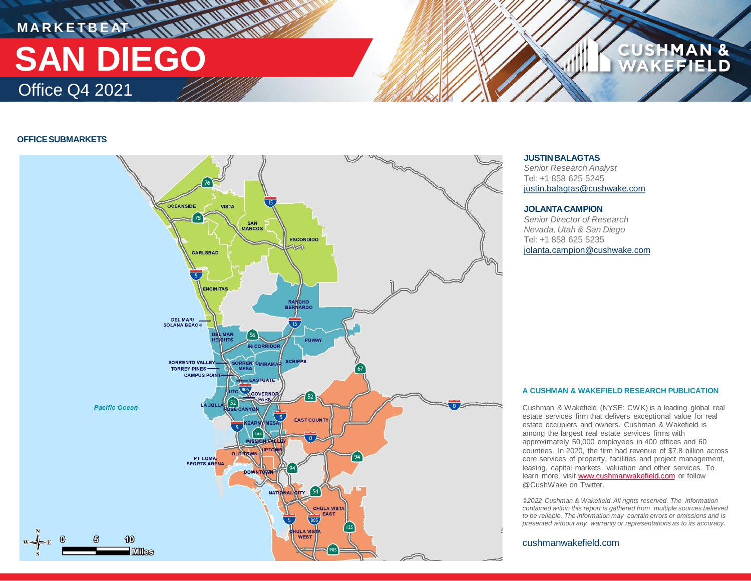MARKETBEAT

# SAN DIEGO

Office Q4 2021

## OFFICE SUBMARKETS

OCEANSIDE
VISTA
SAN MARCOS
ESCONDIDO
CARLSBAD
ENCINITAS
DEL MAR/ SOLANA BEACH
RANCHO BERNARDO
DEL MAR HEIGHTS
56 CORRIDOR
POWAY
SORRENTO VALLEY
TORREY PINES
CAMPUS POINT
SORRENTO MESA
MIRAMAR
SCRIPPS
EASTGATE
UTC
GOVERNOR PARK
LA JOLLA
ROSE CANYON
KEARNY MESA
EAST COUNTY
MISSION VALLEY
UPTOWN
OLD TOWN
PT. LOMA/ SPORTS ARENA
DOWNTOWN
NATIONAL CITY
CHULA VISTA EAST
CHULA VISTA WEST
Pacific Ocean
0 5 10
Miles

**JUSTIN BALAGTAS**
*Senior Research Analyst*
Tel: +1 858 625 5245
justin.balagtas@cushwake.com

**JOLANTA CAMPION**
*Senior Director of Research*
*Nevada, Utah & San Diego*
Tel: +1 858 625 5235
jolanta.campion@cushwake.com

### A CUSHMAN & WAKEFIELD RESEARCH PUBLICATION

Cushman & Wakefield (NYSE: CWK) is a leading global real estate services firm that delivers exceptional value for real estate occupiers and owners. Cushman & Wakefield is among the largest real estate services firms with approximately 50,000 employees in 400 offices and 60 countries. In 2020, the firm had revenue of $7.8 billion across core services of property, facilities and project management, leasing, capital markets, valuation and other services. To learn more, visit www.cushmanwakefield.com or follow @CushWake on Twitter.

*©2022 Cushman & Wakefield. All rights reserved. The information contained within this report is gathered from multiple sources believed to be reliable. The information may contain errors or omissions and is presented without any warranty or representations as to its accuracy.*

cushmanwakefield.com